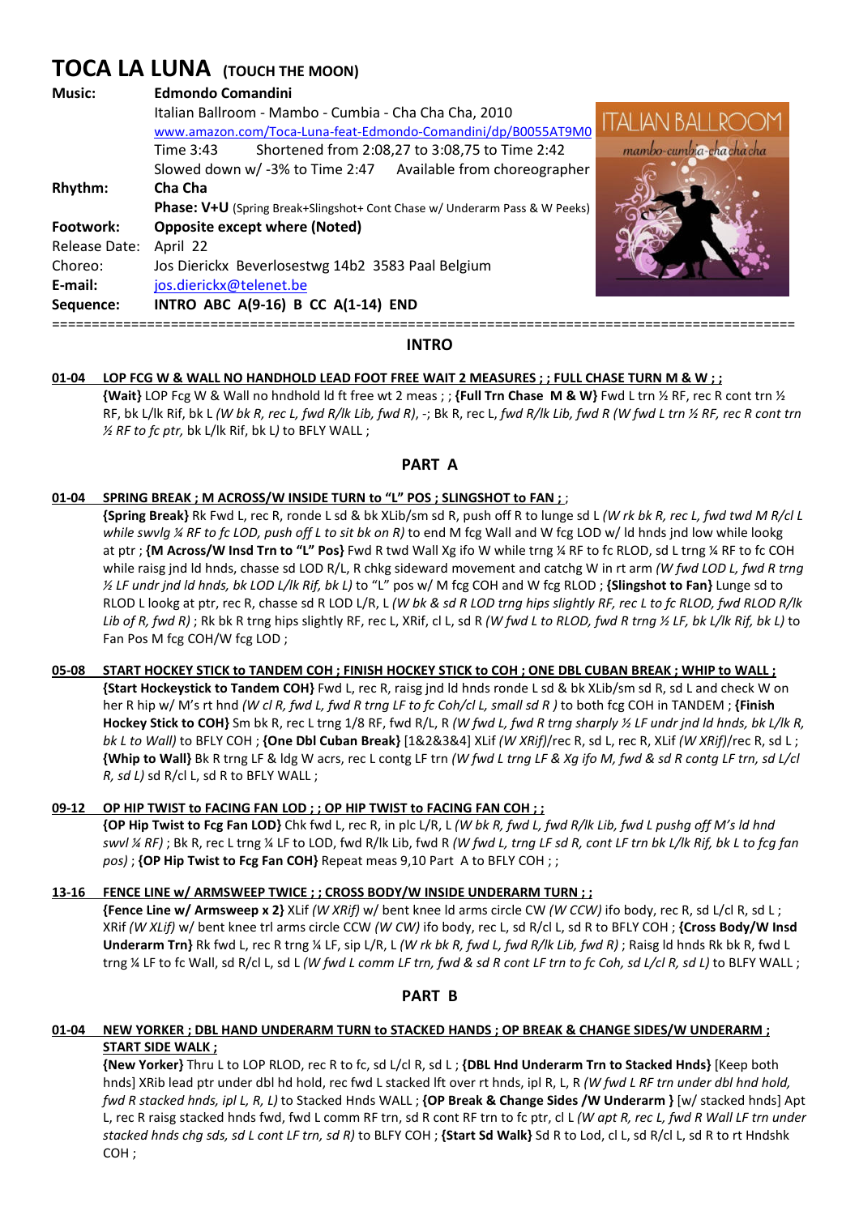# TOCA LA LUNA (TOUCH THE MOON)

**Music:** **Edmondo Comandini**
Italian Ballroom - Mambo - Cumbia - Cha Cha Cha, 2010
www.amazon.com/Toca-Luna-feat-Edmondo-Comandini/dp/B0055AT9M0
Time 3:43 Shortened from 2:08,27 to 3:08,75 to Time 2:42
Slowed down w/ -3% to Time 2:47 Available from choreographer

**Rhythm:** **Cha Cha**
**Phase: V+U** (Spring Break+Slingshot+ Cont Chase w/ Underarm Pass & W Peeks)

**Footwork:** **Opposite except where (Noted)**

Release Date: April 22

Choreo: Jos Dierickx Beverlosestwg 14b2 3583 Paal Belgium

**E-mail:** jos.dierickx@telenet.be

**Sequence:** **INTRO ABC A(9-16) B CC A(1-14) END**

## INTRO

**01-04 LOP FCG W & WALL NO HANDHOLD LEAD FOOT FREE WAIT 2 MEASURES ; ; FULL CHASE TURN M & W ; ;**

**{Wait}** LOP Fcg W & Wall no hndhold ld ft free wt 2 meas ; ; **{Full Trn Chase M & W}** Fwd L trn ½ RF, rec R cont trn ½ RF, bk L/lk Rif, bk L *(W bk R, rec L, fwd R/lk Lib, fwd R)*, -; Bk R, rec L, *fwd R/lk Lib, fwd R (W fwd L trn ½ RF, rec R cont trn ½ RF to fc ptr,* bk L/lk Rif, bk L*)* to BFLY WALL ;

## PART A

**01-04 SPRING BREAK ; M ACROSS/W INSIDE TURN to "L" POS ; SLINGSHOT to FAN ; ;**

**{Spring Break}** Rk Fwd L, rec R, ronde L sd & bk XLib/sm sd R, push off R to lunge sd L *(W rk bk R, rec L, fwd twd M R/cl L while swvlg ¼ RF to fc LOD, push off L to sit bk on R)* to end M fcg Wall and W fcg LOD w/ ld hnds jnd low while lookg at ptr ; **{M Across/W Insd Trn to "L" Pos}** Fwd R twd Wall Xg ifo W while trng ¼ RF to fc RLOD, sd L trng ¼ RF to fc COH while raisg jnd ld hnds, chasse sd LOD R/L, R chkg sideward movement and catchg W in rt arm *(W fwd LOD L, fwd R trng ½ LF undr jnd ld hnds, bk LOD L/lk Rif, bk L)* to "L" pos w/ M fcg COH and W fcg RLOD ; **{Slingshot to Fan}** Lunge sd to RLOD L lookg at ptr, rec R, chasse sd R LOD L/R, L *(W bk & sd R LOD trng hips slightly RF, rec L to fc RLOD, fwd RLOD R/lk Lib of R, fwd R)* ; Rk bk R trng hips slightly RF, rec L, XRif, cl L, sd R *(W fwd L to RLOD, fwd R trng ½ LF, bk L/lk Rif, bk L)* to Fan Pos M fcg COH/W fcg LOD ;

**05-08 START HOCKEY STICK to TANDEM COH ; FINISH HOCKEY STICK to COH ; ONE DBL CUBAN BREAK ; WHIP to WALL ;**

**{Start Hockeystick to Tandem COH}** Fwd L, rec R, raisg jnd ld hnds ronde L sd & bk XLib/sm sd R, sd L and check W on her R hip w/ M's rt hnd *(W cl R, fwd L, fwd R trng LF to fc Coh/cl L, small sd R )* to both fcg COH in TANDEM ; **{Finish Hockey Stick to COH}** Sm bk R, rec L trng 1/8 RF, fwd R/L, R *(W fwd L, fwd R trng sharply ½ LF undr jnd ld hnds, bk L/lk R, bk L to Wall)* to BFLY COH ; **{One Dbl Cuban Break}** [1&2&3&4] XLif *(W XRif)*/rec R, sd L, rec R, XLif *(W XRif)*/rec R, sd L ; **{Whip to Wall}** Bk R trng LF & ldg W acrs, rec L contg LF trn *(W fwd L trng LF & Xg ifo M, fwd & sd R contg LF trn, sd L/cl R, sd L)* sd R/cl L, sd R to BFLY WALL ;

**09-12 OP HIP TWIST to FACING FAN LOD ; ; OP HIP TWIST to FACING FAN COH ; ;**

**{OP Hip Twist to Fcg Fan LOD}** Chk fwd L, rec R, in plc L/R, L *(W bk R, fwd L, fwd R/lk Lib, fwd L pushg off M's ld hnd swvl ¼ RF)* ; Bk R, rec L trng ¼ LF to LOD, fwd R/lk Lib, fwd R *(W fwd L, trng LF sd R, cont LF trn bk L/lk Rif, bk L to fcg fan pos)* ; **{OP Hip Twist to Fcg Fan COH}** Repeat meas 9,10 Part A to BFLY COH ; ;

**13-16 FENCE LINE w/ ARMSWEEP TWICE ; ; CROSS BODY/W INSIDE UNDERARM TURN ; ;**

**{Fence Line w/ Armsweep x 2}** XLif *(W XRif)* w/ bent knee ld arms circle CW *(W CCW)* ifo body, rec R, sd L/cl R, sd L ; XRif *(W XLif)* w/ bent knee trl arms circle CCW *(W CW)* ifo body, rec L, sd R/cl L, sd R to BFLY COH ; **{Cross Body/W Insd Underarm Trn}** Rk fwd L, rec R trng ¼ LF, sip L/R, L *(W rk bk R, fwd L, fwd R/lk Lib, fwd R)* ; Raisg ld hnds Rk bk R, fwd L trng ¼ LF to fc Wall, sd R/cl L, sd L *(W fwd L comm LF trn, fwd & sd R cont LF trn to fc Coh, sd L/cl R, sd L)* to BLFY WALL ;

## PART B

**01-04 NEW YORKER ; DBL HAND UNDERARM TURN to STACKED HANDS ; OP BREAK & CHANGE SIDES/W UNDERARM ; START SIDE WALK ;**

**{New Yorker}** Thru L to LOP RLOD, rec R to fc, sd L/cl R, sd L ; **{DBL Hnd Underarm Trn to Stacked Hnds}** [Keep both hnds] XRib lead ptr under dbl hd hold, rec fwd L stacked lft over rt hnds, ipl R, L, R *(W fwd L RF trn under dbl hnd hold, fwd R stacked hnds, ipl L, R, L)* to Stacked Hnds WALL ; **{OP Break & Change Sides /W Underarm }** [w/ stacked hnds] Apt L, rec R raisg stacked hnds fwd, fwd L comm RF trn, sd R cont RF trn to fc ptr, cl L *(W apt R, rec L, fwd R Wall LF trn under stacked hnds chg sds, sd L cont LF trn, sd R)* to BLFY COH ; **{Start Sd Walk}** Sd R to Lod, cl L, sd R/cl L, sd R to rt Hndshk COH ;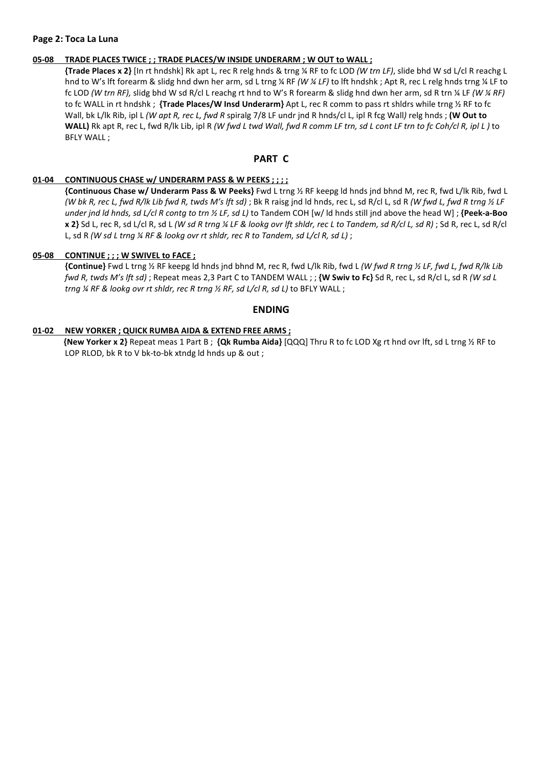**Page 2: Toca La Luna**

**05-08 TRADE PLACES TWICE ; ; TRADE PLACES/W INSIDE UNDERARM ; W OUT to WALL ;**

**{Trade Places x 2}** [In rt hndshk] Rk apt L, rec R relg hnds & trng ¼ RF to fc LOD *(W trn LF)*, slide bhd W sd L/cl R reachg L hnd to W's lft forearm & slidg hnd dwn her arm, sd L trng ¼ RF *(W ¼ LF)* to lft hndshk ; Apt R, rec L relg hnds trng ¼ LF to fc LOD *(W trn RF),* slidg bhd W sd R/cl L reachg rt hnd to W's R forearm & slidg hnd dwn her arm, sd R trn ¼ LF *(W ¼ RF)* to fc WALL in rt hndshk ; **{Trade Places/W Insd Underarm}** Apt L, rec R comm to pass rt shldrs while trng ½ RF to fc Wall, bk L/lk Rib, ipl L *(W apt R, rec L, fwd R* spiralg 7/8 LF undr jnd R hnds/cl L, ipl R fcg Wall*)* relg hnds ; **(W Out to WALL)** Rk apt R, rec L, fwd R/lk Lib, ipl R *(W fwd L twd Wall, fwd R comm LF trn, sd L cont LF trn to fc Coh/cl R, ipl L )* to BFLY WALL ;

## PART C

**01-04 CONTINUOUS CHASE w/ UNDERARM PASS & W PEEKS ; ; ; ;**

**{Continuous Chase w/ Underarm Pass & W Peeks}** Fwd L trng ½ RF keepg ld hnds jnd bhnd M, rec R, fwd L/lk Rib, fwd L *(W bk R, rec L, fwd R/lk Lib fwd R, twds M's lft sd)* ; Bk R raisg jnd ld hnds, rec L, sd R/cl L, sd R *(W fwd L, fwd R trng ½ LF under jnd ld hnds, sd L/cl R contg to trn ½ LF, sd L)* to Tandem COH [w/ ld hnds still jnd above the head W] ; **{Peek-a-Boo x 2}** Sd L, rec R, sd L/cl R, sd L *(W sd R trng ¼ LF & lookg ovr lft shldr, rec L to Tandem, sd R/cl L, sd R)* ; Sd R, rec L, sd R/cl L, sd R *(W sd L trng ¼ RF & lookg ovr rt shldr, rec R to Tandem, sd L/cl R, sd L)* ;

**05-08 CONTINUE ; ; ; W SWIVEL to FACE ;**

**{Continue}** Fwd L trng ½ RF keepg ld hnds jnd bhnd M, rec R, fwd L/lk Rib, fwd L *(W fwd R trng ½ LF, fwd L, fwd R/lk Lib fwd R, twds M's lft sd)* ; Repeat meas 2,3 Part C to TANDEM WALL ; ; **{W Swiv to Fc}** Sd R, rec L, sd R/cl L, sd R *(W sd L trng ¼ RF & lookg ovr rt shldr, rec R trng ½ RF, sd L/cl R, sd L)* to BFLY WALL ;

## ENDING

**01-02 NEW YORKER ; QUICK RUMBA AIDA & EXTEND FREE ARMS ;**

**{New Yorker x 2}** Repeat meas 1 Part B ; **{Qk Rumba Aida}** [QQQ] Thru R to fc LOD Xg rt hnd ovr lft, sd L trng ½ RF to LOP RLOD, bk R to V bk-to-bk xtndg ld hnds up & out ;